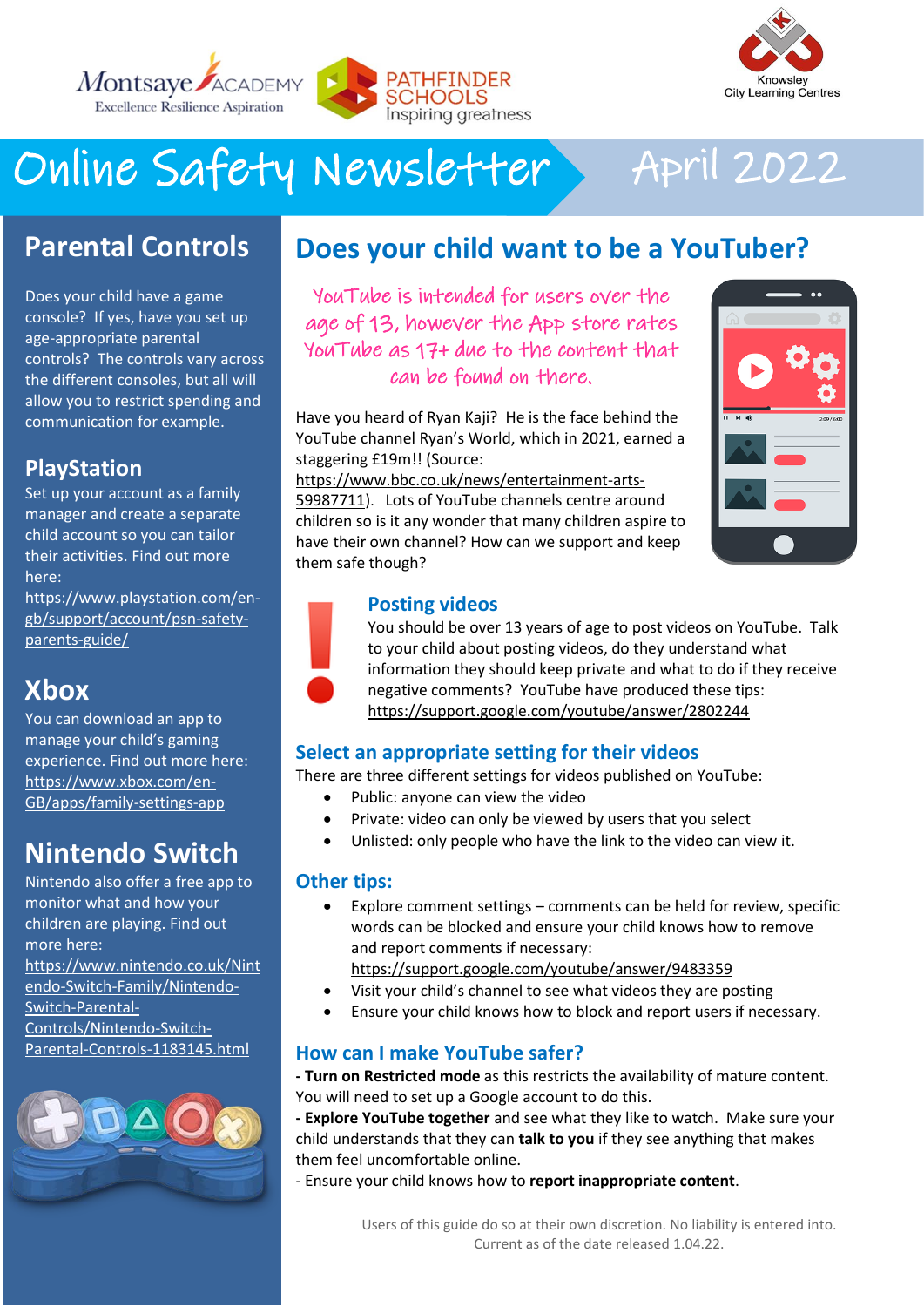Montsaye Academy — Excellence Resilience Aspiration

Pathfinder Schools — Inspiring greatness

Knowsley City Learning Centres

# Online Safety Newsletter April 2022

## Parental Controls

Does your child have a game console? If yes, have you set up age-appropriate parental controls? The controls vary across the different consoles, but all will allow you to restrict spending and communication for example.

### PlayStation

Set up your account as a family manager and create a separate child account so you can tailor their activities. Find out more here: https://www.playstation.com/en-gb/support/account/psn-safety-parents-guide/

### Xbox

You can download an app to manage your child's gaming experience. Find out more here: https://www.xbox.com/en-GB/apps/family-settings-app

### Nintendo Switch

Nintendo also offer a free app to monitor what and how your children are playing. Find out more here: https://www.nintendo.co.uk/Nintendo-Switch-Family/Nintendo-Switch-Parental-Controls/Nintendo-Switch-Parental-Controls-1183145.html

## Does your child want to be a YouTuber?

YouTube is intended for users over the age of 13, however the App store rates YouTube as 17+ due to the content that can be found on there.

Have you heard of Ryan Kaji? He is the face behind the YouTube channel Ryan's World, which in 2021, earned a staggering £19m!! (Source: https://www.bbc.co.uk/news/entertainment-arts-59987711). Lots of YouTube channels centre around children so is it any wonder that many children aspire to have their own channel? How can we support and keep them safe though?

### Posting videos

You should be over 13 years of age to post videos on YouTube. Talk to your child about posting videos, do they understand what information they should keep private and what to do if they receive negative comments? YouTube have produced these tips: https://support.google.com/youtube/answer/2802244

### Select an appropriate setting for their videos

There are three different settings for videos published on YouTube:

- Public: anyone can view the video
- Private: video can only be viewed by users that you select
- Unlisted: only people who have the link to the video can view it.

### Other tips:

- Explore comment settings – comments can be held for review, specific words can be blocked and ensure your child knows how to remove and report comments if necessary: https://support.google.com/youtube/answer/9483359
- Visit your child's channel to see what videos they are posting
- Ensure your child knows how to block and report users if necessary.

### How can I make YouTube safer?

- **Turn on Restricted mode** as this restricts the availability of mature content. You will need to set up a Google account to do this.
- **Explore YouTube together** and see what they like to watch. Make sure your child understands that they can **talk to you** if they see anything that makes them feel uncomfortable online.
- Ensure your child knows how to **report inappropriate content**.

Users of this guide do so at their own discretion. No liability is entered into. Current as of the date released 1.04.22.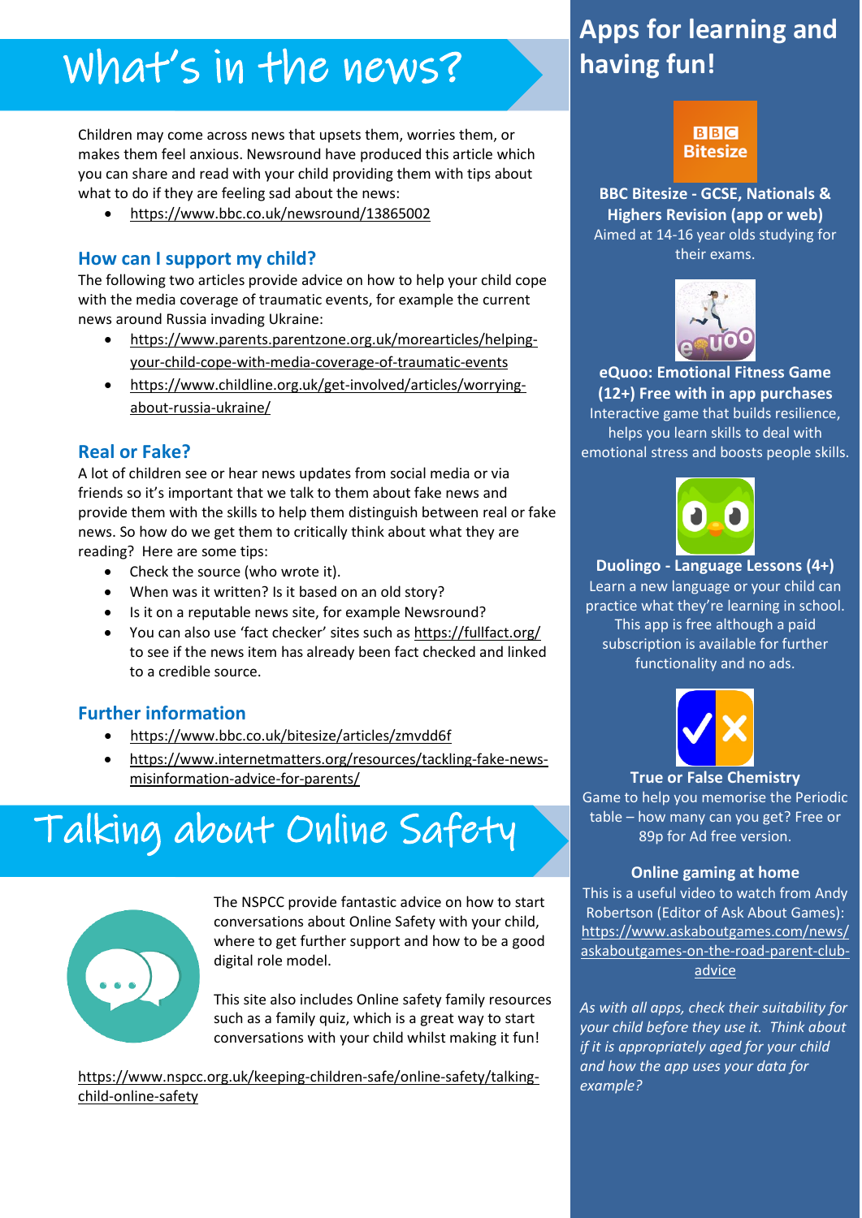# What's in the news?

Children may come across news that upsets them, worries them, or makes them feel anxious. Newsround have produced this article which you can share and read with your child providing them with tips about what to do if they are feeling sad about the news:

- https://www.bbc.co.uk/newsround/13865002

## How can I support my child?

The following two articles provide advice on how to help your child cope with the media coverage of traumatic events, for example the current news around Russia invading Ukraine:

- https://www.parents.parentzone.org.uk/morearticles/helping-your-child-cope-with-media-coverage-of-traumatic-events
- https://www.childline.org.uk/get-involved/articles/worrying-about-russia-ukraine/

## Real or Fake?

A lot of children see or hear news updates from social media or via friends so it's important that we talk to them about fake news and provide them with the skills to help them distinguish between real or fake news. So how do we get them to critically think about what they are reading? Here are some tips:

- Check the source (who wrote it).
- When was it written? Is it based on an old story?
- Is it on a reputable news site, for example Newsround?
- You can also use 'fact checker' sites such as https://fullfact.org/ to see if the news item has already been fact checked and linked to a credible source.

## Further information

- https://www.bbc.co.uk/bitesize/articles/zmvdd6f
- https://www.internetmatters.org/resources/tackling-fake-news-misinformation-advice-for-parents/

# Talking about Online Safety

The NSPCC provide fantastic advice on how to start conversations about Online Safety with your child, where to get further support and how to be a good digital role model.

This site also includes Online safety family resources such as a family quiz, which is a great way to start conversations with your child whilst making it fun!

https://www.nspcc.org.uk/keeping-children-safe/online-safety/talking-child-online-safety

# Apps for learning and having fun!

**BBC Bitesize - GCSE, Nationals & Highers Revision (app or web)**
Aimed at 14-16 year olds studying for their exams.

**eQuoo: Emotional Fitness Game (12+) Free with in app purchases**
Interactive game that builds resilience, helps you learn skills to deal with emotional stress and boosts people skills.

**Duolingo - Language Lessons (4+)**
Learn a new language or your child can practice what they're learning in school. This app is free although a paid subscription is available for further functionality and no ads.

**True or False Chemistry**
Game to help you memorise the Periodic table – how many can you get? Free or 89p for Ad free version.

**Online gaming at home**
This is a useful video to watch from Andy Robertson (Editor of Ask About Games): https://www.askaboutgames.com/news/askaboutgames-on-the-road-parent-club-advice

*As with all apps, check their suitability for your child before they use it. Think about if it is appropriately aged for your child and how the app uses your data for example?*